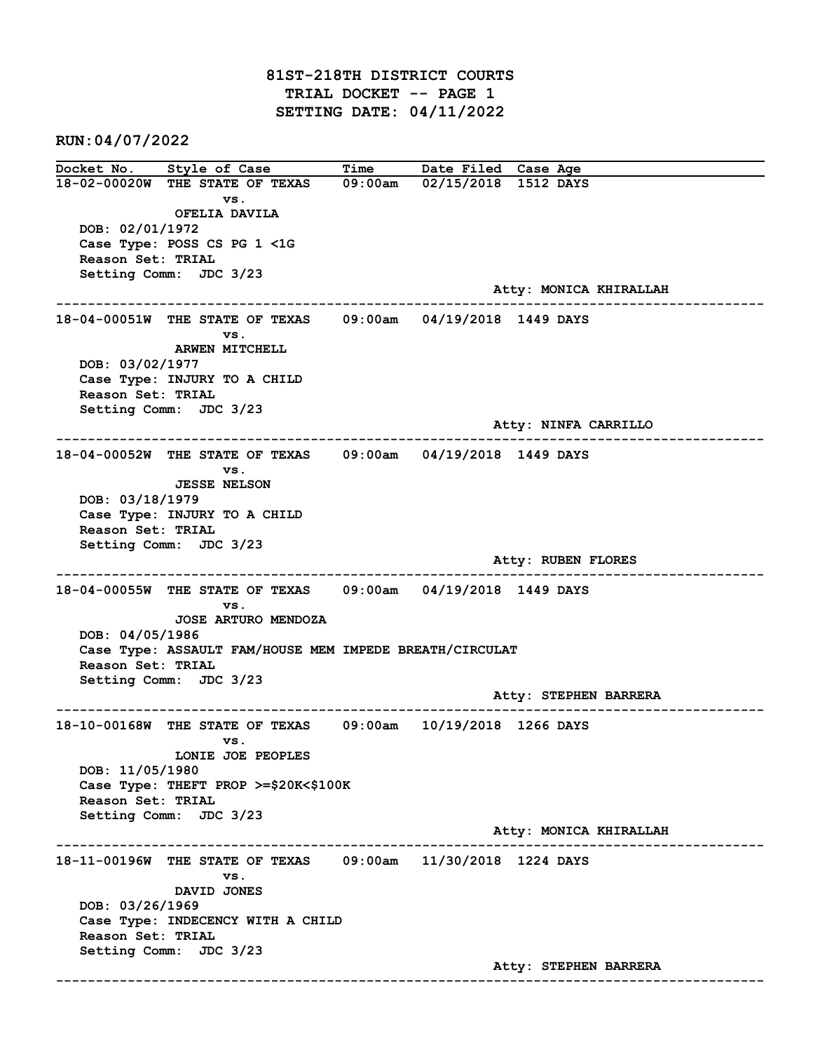# 81ST-218TH DISTRICT COURTS
## TRIAL DOCKET -- PAGE 1
## SETTING DATE: 04/11/2022

**RUN:04/07/2022**

| Docket No. | Style of Case | Time | Date Filed | Case Age |
|---|---|---|---|---|

---

**18-02-00020W** THE STATE OF TEXAS vs. OFELIA DAVILA — 09:00am — 02/15/2018 — 1512 DAYS

- DOB: 02/01/1972
- Case Type: POSS CS PG 1 <1G
- Reason Set: TRIAL
- Setting Comm: JDC 3/23

Atty: MONICA KHIRALLAH

---

**18-04-00051W** THE STATE OF TEXAS vs. ARWEN MITCHELL — 09:00am — 04/19/2018 — 1449 DAYS

- DOB: 03/02/1977
- Case Type: INJURY TO A CHILD
- Reason Set: TRIAL
- Setting Comm: JDC 3/23

Atty: NINFA CARRILLO

---

**18-04-00052W** THE STATE OF TEXAS vs. JESSE NELSON — 09:00am — 04/19/2018 — 1449 DAYS

- DOB: 03/18/1979
- Case Type: INJURY TO A CHILD
- Reason Set: TRIAL
- Setting Comm: JDC 3/23

Atty: RUBEN FLORES

---

**18-04-00055W** THE STATE OF TEXAS vs. JOSE ARTURO MENDOZA — 09:00am — 04/19/2018 — 1449 DAYS

- DOB: 04/05/1986
- Case Type: ASSAULT FAM/HOUSE MEM IMPEDE BREATH/CIRCULAT
- Reason Set: TRIAL
- Setting Comm: JDC 3/23

Atty: STEPHEN BARRERA

---

**18-10-00168W** THE STATE OF TEXAS vs. LONIE JOE PEOPLES — 09:00am — 10/19/2018 — 1266 DAYS

- DOB: 11/05/1980
- Case Type: THEFT PROP >=$20K<$100K
- Reason Set: TRIAL
- Setting Comm: JDC 3/23

Atty: MONICA KHIRALLAH

---

**18-11-00196W** THE STATE OF TEXAS vs. DAVID JONES — 09:00am — 11/30/2018 — 1224 DAYS

- DOB: 03/26/1969
- Case Type: INDECENCY WITH A CHILD
- Reason Set: TRIAL
- Setting Comm: JDC 3/23

Atty: STEPHEN BARRERA

---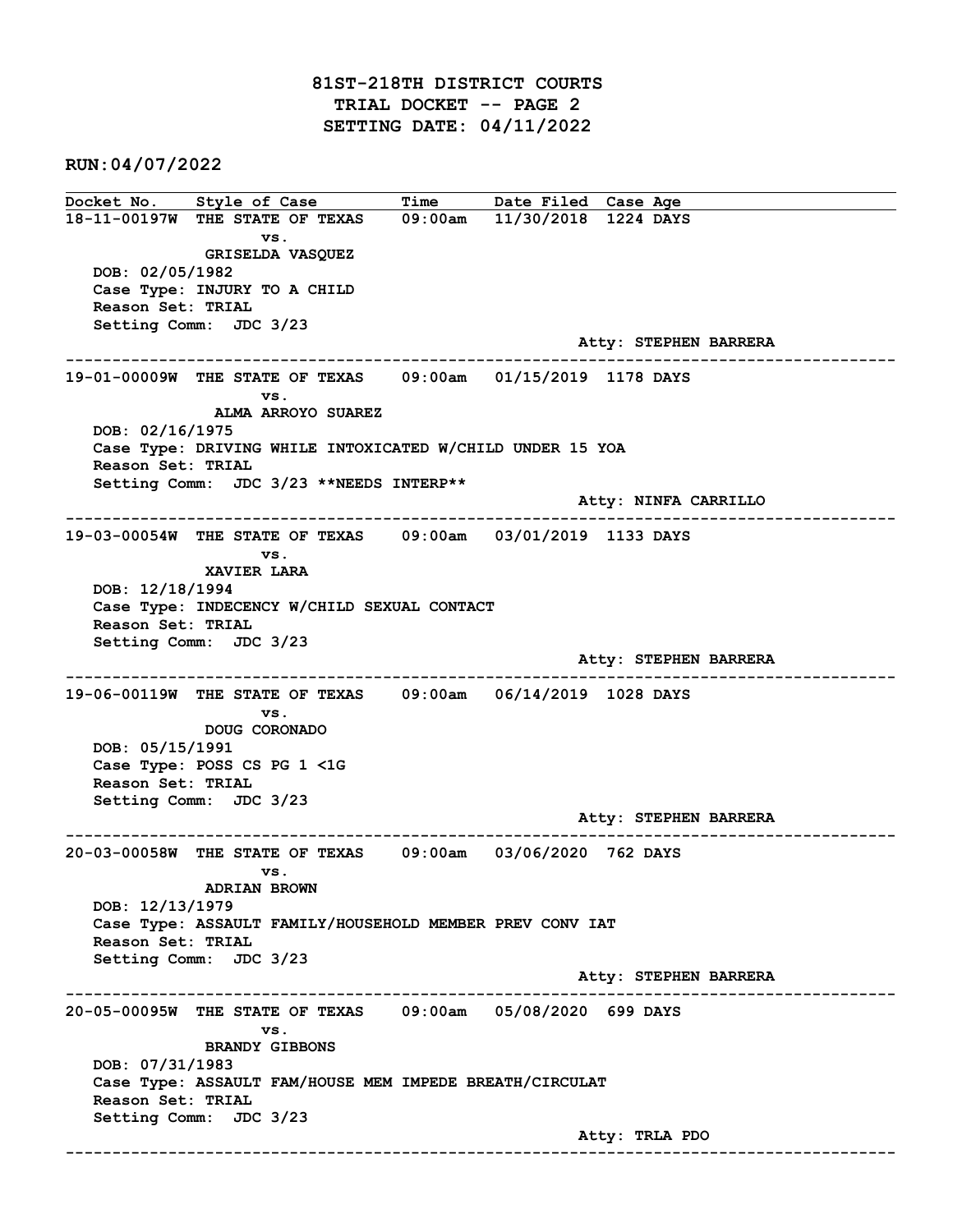# 81ST-218TH DISTRICT COURTS
## TRIAL DOCKET -- PAGE 2
## SETTING DATE: 04/11/2022

**RUN:04/07/2022**

| Docket No. | Style of Case | Time | Date Filed | Case Age |
|---|---|---|---|---|

---

**18-11-00197W** THE STATE OF TEXAS vs. GRISELDA VASQUEZ — 09:00am — 11/30/2018 — 1224 DAYS

DOB: 02/05/1982
Case Type: INJURY TO A CHILD
Reason Set: TRIAL
Setting Comm: JDC 3/23

Atty: STEPHEN BARRERA

---

**19-01-00009W** THE STATE OF TEXAS vs. ALMA ARROYO SUAREZ — 09:00am — 01/15/2019 — 1178 DAYS

DOB: 02/16/1975
Case Type: DRIVING WHILE INTOXICATED W/CHILD UNDER 15 YOA
Reason Set: TRIAL
Setting Comm: JDC 3/23 **NEEDS INTERP**

Atty: NINFA CARRILLO

---

**19-03-00054W** THE STATE OF TEXAS vs. XAVIER LARA — 09:00am — 03/01/2019 — 1133 DAYS

DOB: 12/18/1994
Case Type: INDECENCY W/CHILD SEXUAL CONTACT
Reason Set: TRIAL
Setting Comm: JDC 3/23

Atty: STEPHEN BARRERA

---

**19-06-00119W** THE STATE OF TEXAS vs. DOUG CORONADO — 09:00am — 06/14/2019 — 1028 DAYS

DOB: 05/15/1991
Case Type: POSS CS PG 1 <1G
Reason Set: TRIAL
Setting Comm: JDC 3/23

Atty: STEPHEN BARRERA

---

**20-03-00058W** THE STATE OF TEXAS vs. ADRIAN BROWN — 09:00am — 03/06/2020 — 762 DAYS

DOB: 12/13/1979
Case Type: ASSAULT FAMILY/HOUSEHOLD MEMBER PREV CONV IAT
Reason Set: TRIAL
Setting Comm: JDC 3/23

Atty: STEPHEN BARRERA

---

**20-05-00095W** THE STATE OF TEXAS vs. BRANDY GIBBONS — 09:00am — 05/08/2020 — 699 DAYS

DOB: 07/31/1983
Case Type: ASSAULT FAM/HOUSE MEM IMPEDE BREATH/CIRCULAT
Reason Set: TRIAL
Setting Comm: JDC 3/23

Atty: TRLA PDO

---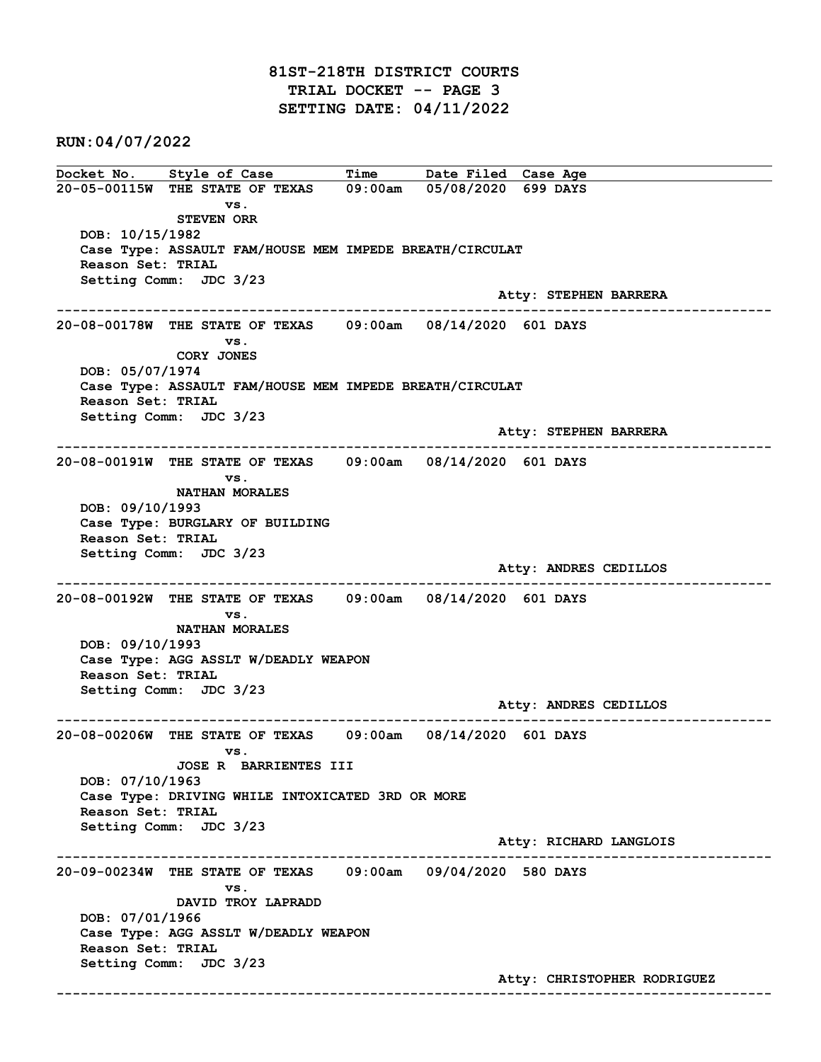# 81ST-218TH DISTRICT COURTS
## TRIAL DOCKET -- PAGE 3
## SETTING DATE: 04/11/2022

**RUN:04/07/2022**

| Docket No. | Style of Case | Time | Date Filed | Case Age |
|---|---|---|---|---|

**20-05-00115W** THE STATE OF TEXAS vs. STEVEN ORR — 09:00am — 05/08/2020 — 699 DAYS
DOB: 10/15/1982
Case Type: ASSAULT FAM/HOUSE MEM IMPEDE BREATH/CIRCULAT
Reason Set: TRIAL
Setting Comm: JDC 3/23
Atty: STEPHEN BARRERA

---

**20-08-00178W** THE STATE OF TEXAS vs. CORY JONES — 09:00am — 08/14/2020 — 601 DAYS
DOB: 05/07/1974
Case Type: ASSAULT FAM/HOUSE MEM IMPEDE BREATH/CIRCULAT
Reason Set: TRIAL
Setting Comm: JDC 3/23
Atty: STEPHEN BARRERA

---

**20-08-00191W** THE STATE OF TEXAS vs. NATHAN MORALES — 09:00am — 08/14/2020 — 601 DAYS
DOB: 09/10/1993
Case Type: BURGLARY OF BUILDING
Reason Set: TRIAL
Setting Comm: JDC 3/23
Atty: ANDRES CEDILLOS

---

**20-08-00192W** THE STATE OF TEXAS vs. NATHAN MORALES — 09:00am — 08/14/2020 — 601 DAYS
DOB: 09/10/1993
Case Type: AGG ASSLT W/DEADLY WEAPON
Reason Set: TRIAL
Setting Comm: JDC 3/23
Atty: ANDRES CEDILLOS

---

**20-08-00206W** THE STATE OF TEXAS vs. JOSE R BARRIENTES III — 09:00am — 08/14/2020 — 601 DAYS
DOB: 07/10/1963
Case Type: DRIVING WHILE INTOXICATED 3RD OR MORE
Reason Set: TRIAL
Setting Comm: JDC 3/23
Atty: RICHARD LANGLOIS

---

**20-09-00234W** THE STATE OF TEXAS vs. DAVID TROY LAPRADD — 09:00am — 09/04/2020 — 580 DAYS
DOB: 07/01/1966
Case Type: AGG ASSLT W/DEADLY WEAPON
Reason Set: TRIAL
Setting Comm: JDC 3/23
Atty: CHRISTOPHER RODRIGUEZ

---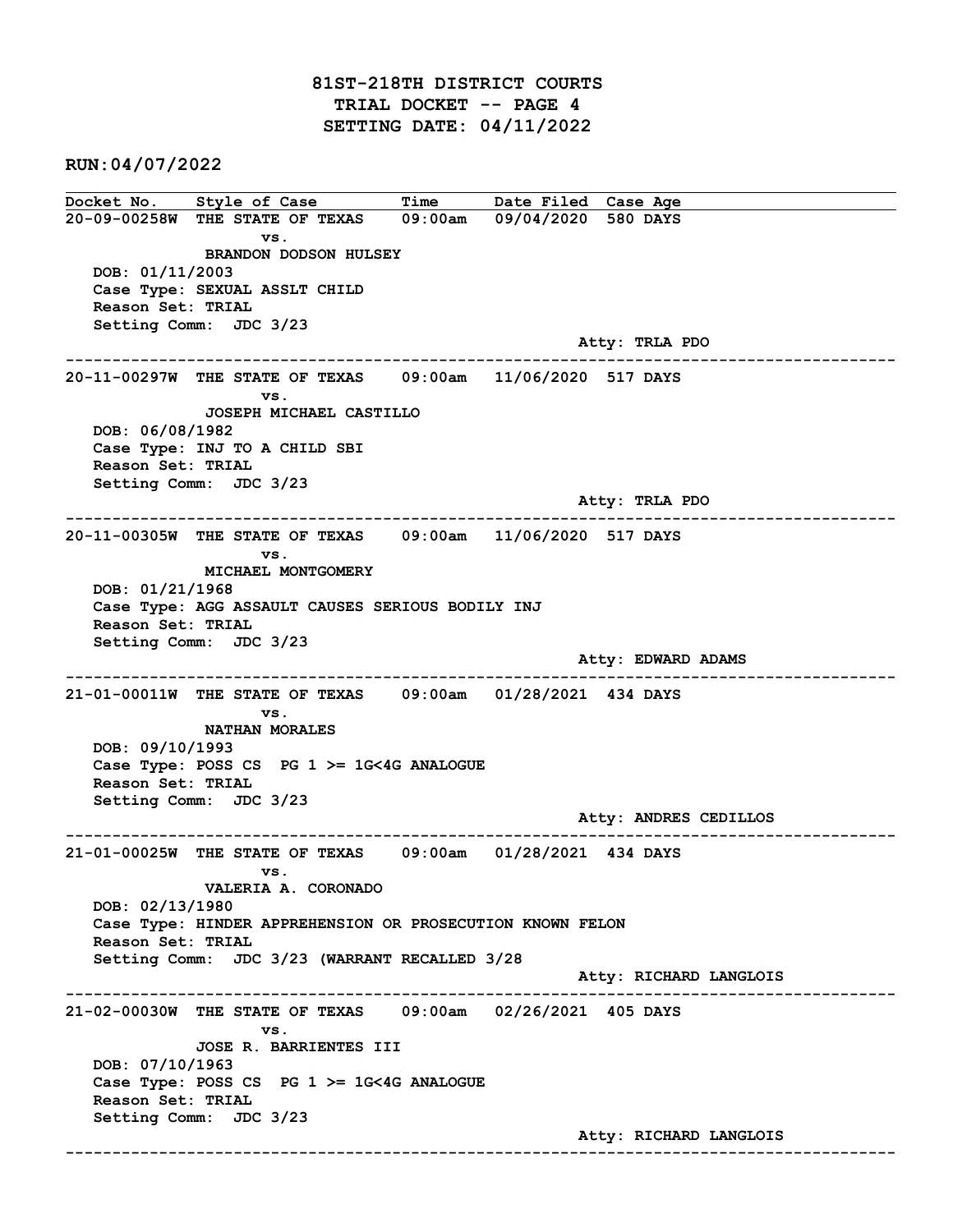# 81ST-218TH DISTRICT COURTS
## TRIAL DOCKET -- PAGE 4
## SETTING DATE: 04/11/2022

**RUN:04/07/2022**

| Docket No. | Style of Case | Time | Date Filed | Case Age |
|---|---|---|---|---|

**20-09-00258W** THE STATE OF TEXAS 09:00am 09/04/2020 580 DAYS
vs.
BRANDON DODSON HULSEY
DOB: 01/11/2003
Case Type: SEXUAL ASSLT CHILD
Reason Set: TRIAL
Setting Comm: JDC 3/23
Atty: TRLA PDO

---

**20-11-00297W** THE STATE OF TEXAS 09:00am 11/06/2020 517 DAYS
vs.
JOSEPH MICHAEL CASTILLO
DOB: 06/08/1982
Case Type: INJ TO A CHILD SBI
Reason Set: TRIAL
Setting Comm: JDC 3/23
Atty: TRLA PDO

---

**20-11-00305W** THE STATE OF TEXAS 09:00am 11/06/2020 517 DAYS
vs.
MICHAEL MONTGOMERY
DOB: 01/21/1968
Case Type: AGG ASSAULT CAUSES SERIOUS BODILY INJ
Reason Set: TRIAL
Setting Comm: JDC 3/23
Atty: EDWARD ADAMS

---

**21-01-00011W** THE STATE OF TEXAS 09:00am 01/28/2021 434 DAYS
vs.
NATHAN MORALES
DOB: 09/10/1993
Case Type: POSS CS PG 1 >= 1G<4G ANALOGUE
Reason Set: TRIAL
Setting Comm: JDC 3/23
Atty: ANDRES CEDILLOS

---

**21-01-00025W** THE STATE OF TEXAS 09:00am 01/28/2021 434 DAYS
vs.
VALERIA A. CORONADO
DOB: 02/13/1980
Case Type: HINDER APPREHENSION OR PROSECUTION KNOWN FELON
Reason Set: TRIAL
Setting Comm: JDC 3/23 (WARRANT RECALLED 3/28
Atty: RICHARD LANGLOIS

---

**21-02-00030W** THE STATE OF TEXAS 09:00am 02/26/2021 405 DAYS
vs.
JOSE R. BARRIENTES III
DOB: 07/10/1963
Case Type: POSS CS PG 1 >= 1G<4G ANALOGUE
Reason Set: TRIAL
Setting Comm: JDC 3/23
Atty: RICHARD LANGLOIS

---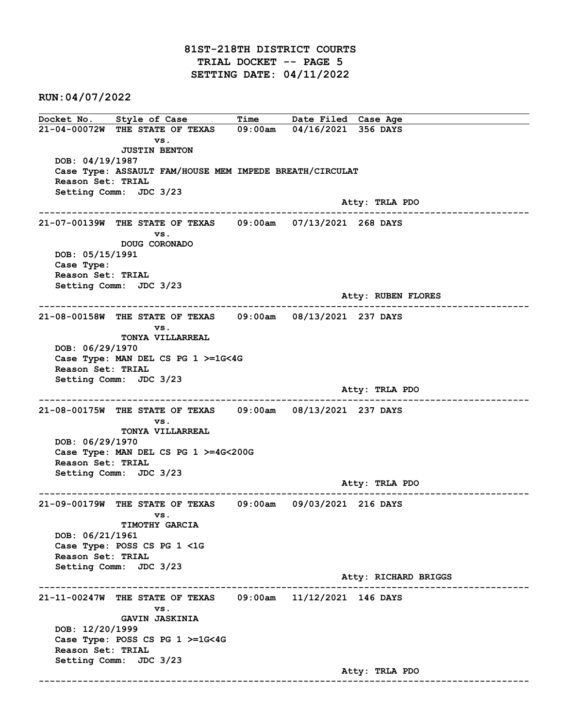# 81ST-218TH DISTRICT COURTS
## TRIAL DOCKET -- PAGE 5
## SETTING DATE: 04/11/2022

**RUN:04/07/2022**

| Docket No. | Style of Case | Time | Date Filed | Case Age |
|---|---|---|---|---|

**21-04-00072W** THE STATE OF TEXAS vs. JUSTIN BENTON — 09:00am — 04/16/2021 — 356 DAYS
DOB: 04/19/1987
Case Type: ASSAULT FAM/HOUSE MEM IMPEDE BREATH/CIRCULAT
Reason Set: TRIAL
Setting Comm: JDC 3/23
Atty: TRLA PDO

---

**21-07-00139W** THE STATE OF TEXAS vs. DOUG CORONADO — 09:00am — 07/13/2021 — 268 DAYS
DOB: 05/15/1991
Case Type:
Reason Set: TRIAL
Setting Comm: JDC 3/23
Atty: RUBEN FLORES

---

**21-08-00158W** THE STATE OF TEXAS vs. TONYA VILLARREAL — 09:00am — 08/13/2021 — 237 DAYS
DOB: 06/29/1970
Case Type: MAN DEL CS PG 1 >=1G<4G
Reason Set: TRIAL
Setting Comm: JDC 3/23
Atty: TRLA PDO

---

**21-08-00175W** THE STATE OF TEXAS vs. TONYA VILLARREAL — 09:00am — 08/13/2021 — 237 DAYS
DOB: 06/29/1970
Case Type: MAN DEL CS PG 1 >=4G<200G
Reason Set: TRIAL
Setting Comm: JDC 3/23
Atty: TRLA PDO

---

**21-09-00179W** THE STATE OF TEXAS vs. TIMOTHY GARCIA — 09:00am — 09/03/2021 — 216 DAYS
DOB: 06/21/1961
Case Type: POSS CS PG 1 <1G
Reason Set: TRIAL
Setting Comm: JDC 3/23
Atty: RICHARD BRIGGS

---

**21-11-00247W** THE STATE OF TEXAS vs. GAVIN JASKINIA — 09:00am — 11/12/2021 — 146 DAYS
DOB: 12/20/1999
Case Type: POSS CS PG 1 >=1G<4G
Reason Set: TRIAL
Setting Comm: JDC 3/23
Atty: TRLA PDO

---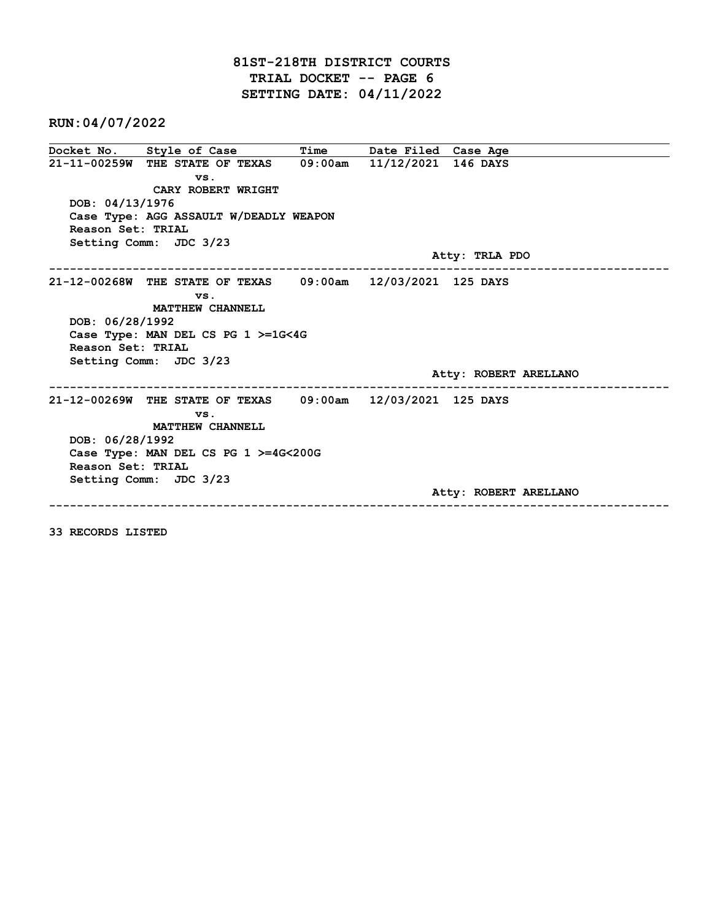# 81ST-218TH DISTRICT COURTS
## TRIAL DOCKET -- PAGE 6
## SETTING DATE: 04/11/2022

**RUN:04/07/2022**

| Docket No. | Style of Case | Time | Date Filed | Case Age |
|---|---|---|---|---|
| 21-11-00259W | THE STATE OF TEXAS vs. CARY ROBERT WRIGHT | 09:00am | 11/12/2021 | 146 DAYS |

DOB: 04/13/1976
Case Type: AGG ASSAULT W/DEADLY WEAPON
Reason Set: TRIAL
Setting Comm: JDC 3/23
Atty: TRLA PDO

---

| Docket No. | Style of Case | Time | Date Filed | Case Age |
|---|---|---|---|---|
| 21-12-00268W | THE STATE OF TEXAS vs. MATTHEW CHANNELL | 09:00am | 12/03/2021 | 125 DAYS |

DOB: 06/28/1992
Case Type: MAN DEL CS PG 1 >=1G<4G
Reason Set: TRIAL
Setting Comm: JDC 3/23
Atty: ROBERT ARELLANO

---

| Docket No. | Style of Case | Time | Date Filed | Case Age |
|---|---|---|---|---|
| 21-12-00269W | THE STATE OF TEXAS vs. MATTHEW CHANNELL | 09:00am | 12/03/2021 | 125 DAYS |

DOB: 06/28/1992
Case Type: MAN DEL CS PG 1 >=4G<200G
Reason Set: TRIAL
Setting Comm: JDC 3/23
Atty: ROBERT ARELLANO

---

33 RECORDS LISTED